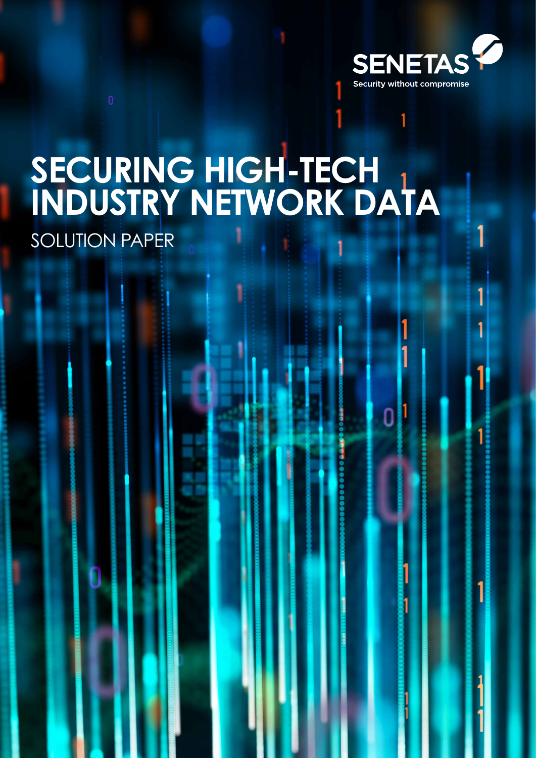SENETAS

Security without compromise

# SECURING HIGH-TECH INDUSTRY NETWORK DATA

SOLUTION PAPER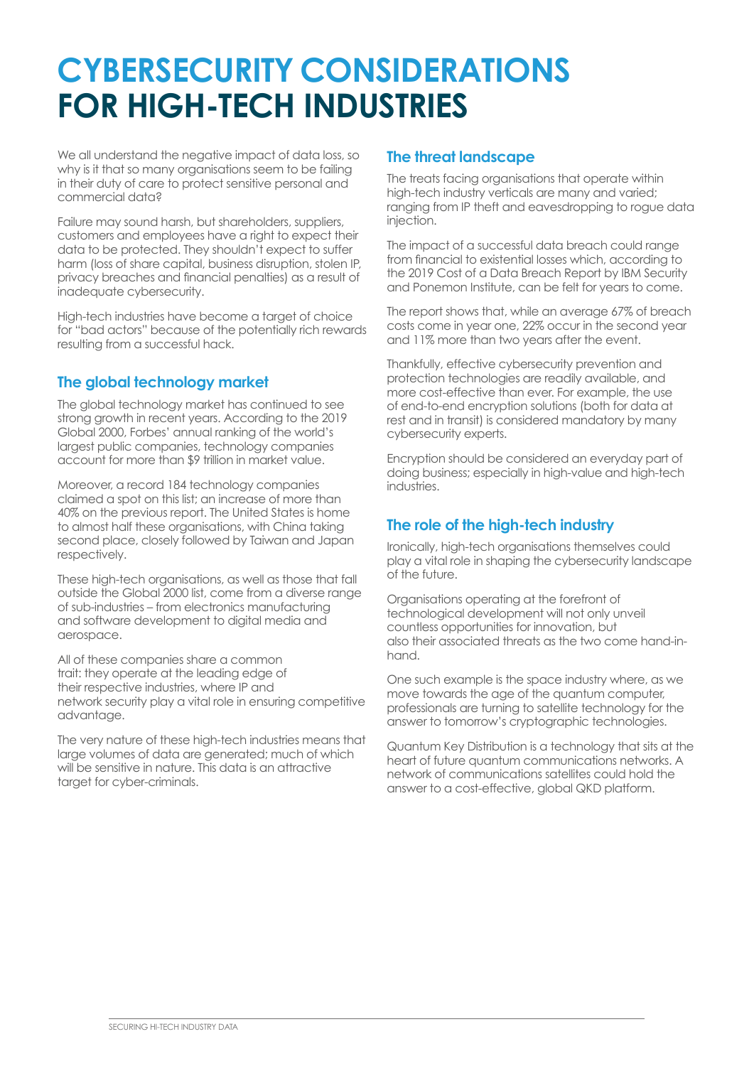# CYBERSECURITY CONSIDERATIONS FOR HIGH-TECH INDUSTRIES

We all understand the negative impact of data loss, so why is it that so many organisations seem to be failing in their duty of care to protect sensitive personal and commercial data?

Failure may sound harsh, but shareholders, suppliers, customers and employees have a right to expect their data to be protected. They shouldn't expect to suffer harm (loss of share capital, business disruption, stolen IP, privacy breaches and financial penalties) as a result of inadequate cybersecurity.

High-tech industries have become a target of choice for "bad actors" because of the potentially rich rewards resulting from a successful hack.

## The global technology market

The global technology market has continued to see strong growth in recent years. According to the 2019 Global 2000, Forbes' annual ranking of the world's largest public companies, technology companies account for more than $9 trillion in market value.

Moreover, a record 184 technology companies claimed a spot on this list; an increase of more than 40% on the previous report. The United States is home to almost half these organisations, with China taking second place, closely followed by Taiwan and Japan respectively.

These high-tech organisations, as well as those that fall outside the Global 2000 list, come from a diverse range of sub-industries – from electronics manufacturing and software development to digital media and aerospace.

All of these companies share a common trait: they operate at the leading edge of their respective industries, where IP and network security play a vital role in ensuring competitive advantage.

The very nature of these high-tech industries means that large volumes of data are generated; much of which will be sensitive in nature. This data is an attractive target for cyber-criminals.

## The threat landscape

The treats facing organisations that operate within high-tech industry verticals are many and varied; ranging from IP theft and eavesdropping to rogue data injection.

The impact of a successful data breach could range from financial to existential losses which, according to the 2019 Cost of a Data Breach Report by IBM Security and Ponemon Institute, can be felt for years to come.

The report shows that, while an average 67% of breach costs come in year one, 22% occur in the second year and 11% more than two years after the event.

Thankfully, effective cybersecurity prevention and protection technologies are readily available, and more cost-effective than ever. For example, the use of end-to-end encryption solutions (both for data at rest and in transit) is considered mandatory by many cybersecurity experts.

Encryption should be considered an everyday part of doing business; especially in high-value and high-tech industries.

## The role of the high-tech industry

Ironically, high-tech organisations themselves could play a vital role in shaping the cybersecurity landscape of the future.

Organisations operating at the forefront of technological development will not only unveil countless opportunities for innovation, but also their associated threats as the two come hand-in-hand.

One such example is the space industry where, as we move towards the age of the quantum computer, professionals are turning to satellite technology for the answer to tomorrow's cryptographic technologies.

Quantum Key Distribution is a technology that sits at the heart of future quantum communications networks. A network of communications satellites could hold the answer to a cost-effective, global QKD platform.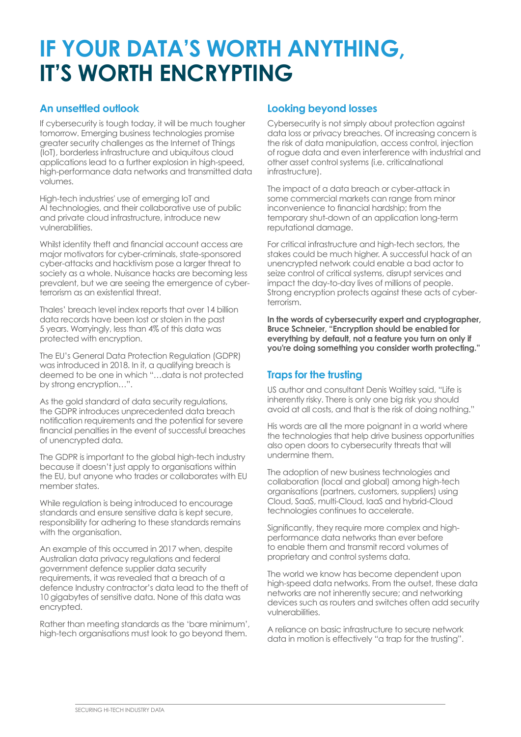# IF YOUR DATA'S WORTH ANYTHING, IT'S WORTH ENCRYPTING

## An unsettled outlook

If cybersecurity is tough today, it will be much tougher tomorrow. Emerging business technologies promise greater security challenges as the Internet of Things (IoT), borderless infrastructure and ubiquitous cloud applications lead to a further explosion in high-speed, high-performance data networks and transmitted data volumes.

High-tech industries' use of emerging IoT and AI technologies, and their collaborative use of public and private cloud infrastructure, introduce new vulnerabilities.

Whilst identity theft and financial account access are major motivators for cyber-criminals, state-sponsored cyber-attacks and hacktivism pose a larger threat to society as a whole. Nuisance hacks are becoming less prevalent, but we are seeing the emergence of cyber-terrorism as an existential threat.

Thales' breach level index reports that over 14 billion data records have been lost or stolen in the past 5 years. Worryingly, less than 4% of this data was protected with encryption.

The EU's General Data Protection Regulation (GDPR) was introduced in 2018. In it, a qualifying breach is deemed to be one in which "…data is not protected by strong encryption…".

As the gold standard of data security regulations, the GDPR introduces unprecedented data breach notification requirements and the potential for severe financial penalties in the event of successful breaches of unencrypted data.

The GDPR is important to the global high-tech industry because it doesn't just apply to organisations within the EU, but anyone who trades or collaborates with EU member states.

While regulation is being introduced to encourage standards and ensure sensitive data is kept secure, responsibility for adhering to these standards remains with the organisation.

An example of this occurred in 2017 when, despite Australian data privacy regulations and federal government defence supplier data security requirements, it was revealed that a breach of a defence Industry contractor's data lead to the theft of 10 gigabytes of sensitive data. None of this data was encrypted.

Rather than meeting standards as the 'bare minimum', high-tech organisations must look to go beyond them.

## Looking beyond losses

Cybersecurity is not simply about protection against data loss or privacy breaches. Of increasing concern is the risk of data manipulation, access control, injection of rogue data and even interference with industrial and other asset control systems (i.e. criticalnational infrastructure).

The impact of a data breach or cyber-attack in some commercial markets can range from minor inconvenience to financial hardship; from the temporary shut-down of an application long-term reputational damage.

For critical infrastructure and high-tech sectors, the stakes could be much higher. A successful hack of an unencrypted network could enable a bad actor to seize control of critical systems, disrupt services and impact the day-to-day lives of millions of people. Strong encryption protects against these acts of cyber-terrorism.

**In the words of cybersecurity expert and cryptographer, Bruce Schneier, "Encryption should be enabled for everything by default, not a feature you turn on only if you're doing something you consider worth protecting."**

## Traps for the trusting

US author and consultant Denis Waitley said, "Life is inherently risky. There is only one big risk you should avoid at all costs, and that is the risk of doing nothing."

His words are all the more poignant in a world where the technologies that help drive business opportunities also open doors to cybersecurity threats that will undermine them.

The adoption of new business technologies and collaboration (local and global) among high-tech organisations (partners, customers, suppliers) using Cloud, SaaS, multi-Cloud, IaaS and hybrid-Cloud technologies continues to accelerate.

Significantly, they require more complex and high-performance data networks than ever before to enable them and transmit record volumes of proprietary and control systems data.

The world we know has become dependent upon high-speed data networks. From the outset, these data networks are not inherently secure; and networking devices such as routers and switches often add security vulnerabilities.

A reliance on basic infrastructure to secure network data in motion is effectively "a trap for the trusting".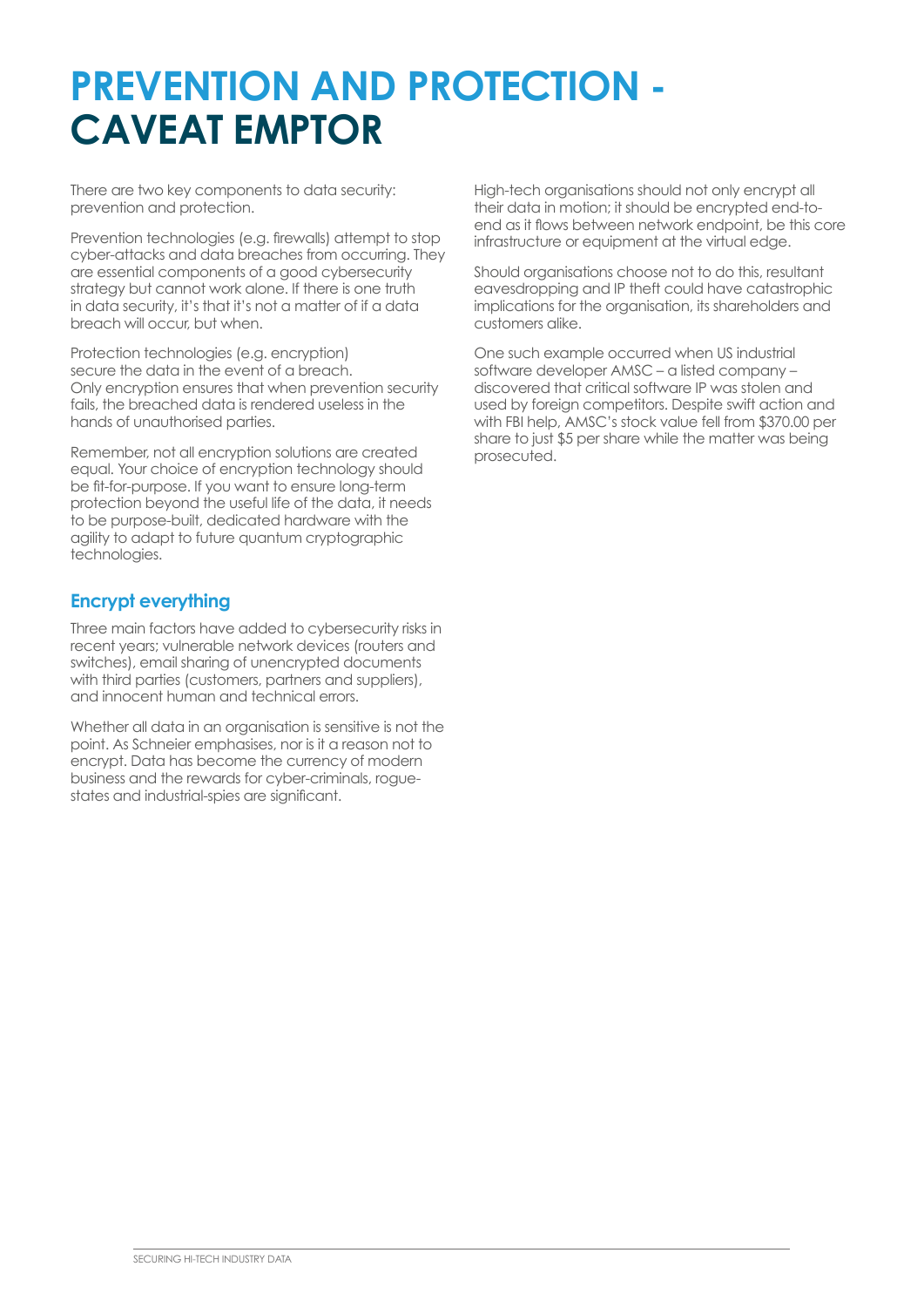# PREVENTION AND PROTECTION - CAVEAT EMPTOR

There are two key components to data security: prevention and protection.

Prevention technologies (e.g. firewalls) attempt to stop cyber-attacks and data breaches from occurring. They are essential components of a good cybersecurity strategy but cannot work alone. If there is one truth in data security, it's that it's not a matter of if a data breach will occur, but when.

Protection technologies (e.g. encryption) secure the data in the event of a breach. Only encryption ensures that when prevention security fails, the breached data is rendered useless in the hands of unauthorised parties.

Remember, not all encryption solutions are created equal. Your choice of encryption technology should be fit-for-purpose. If you want to ensure long-term protection beyond the useful life of the data, it needs to be purpose-built, dedicated hardware with the agility to adapt to future quantum cryptographic technologies.

## Encrypt everything

Three main factors have added to cybersecurity risks in recent years; vulnerable network devices (routers and switches), email sharing of unencrypted documents with third parties (customers, partners and suppliers), and innocent human and technical errors.

Whether all data in an organisation is sensitive is not the point. As Schneier emphasises, nor is it a reason not to encrypt. Data has become the currency of modern business and the rewards for cyber-criminals, rogue-states and industrial-spies are significant.

High-tech organisations should not only encrypt all their data in motion; it should be encrypted end-to-end as it flows between network endpoint, be this core infrastructure or equipment at the virtual edge.

Should organisations choose not to do this, resultant eavesdropping and IP theft could have catastrophic implications for the organisation, its shareholders and customers alike.

One such example occurred when US industrial software developer AMSC – a listed company – discovered that critical software IP was stolen and used by foreign competitors. Despite swift action and with FBI help, AMSC's stock value fell from $370.00 per share to just $5 per share while the matter was being prosecuted.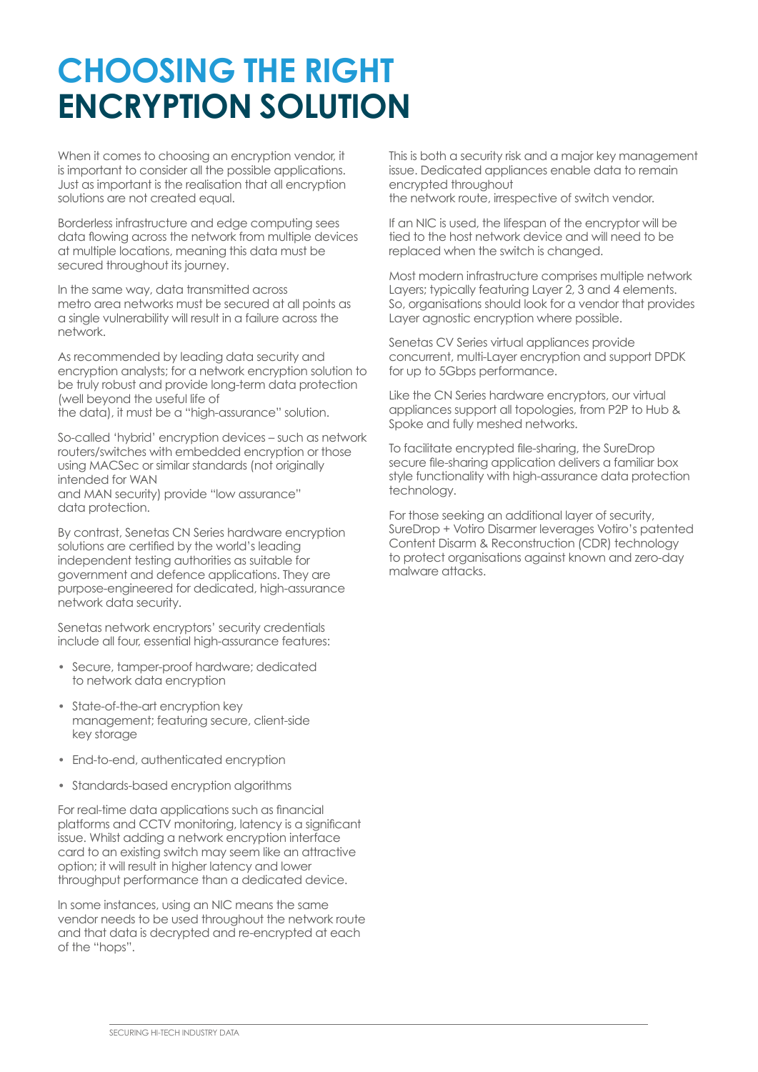# CHOOSING THE RIGHT ENCRYPTION SOLUTION

When it comes to choosing an encryption vendor, it is important to consider all the possible applications. Just as important is the realisation that all encryption solutions are not created equal.

Borderless infrastructure and edge computing sees data flowing across the network from multiple devices at multiple locations, meaning this data must be secured throughout its journey.

In the same way, data transmitted across metro area networks must be secured at all points as a single vulnerability will result in a failure across the network.

As recommended by leading data security and encryption analysts; for a network encryption solution to be truly robust and provide long-term data protection (well beyond the useful life of the data), it must be a "high-assurance" solution.

So-called 'hybrid' encryption devices – such as network routers/switches with embedded encryption or those using MACSec or similar standards (not originally intended for WAN and MAN security) provide "low assurance" data protection.

By contrast, Senetas CN Series hardware encryption solutions are certified by the world's leading independent testing authorities as suitable for government and defence applications. They are purpose-engineered for dedicated, high-assurance network data security.

Senetas network encryptors' security credentials include all four, essential high-assurance features:

- Secure, tamper-proof hardware; dedicated to network data encryption
- State-of-the-art encryption key management; featuring secure, client-side key storage
- End-to-end, authenticated encryption
- Standards-based encryption algorithms

For real-time data applications such as financial platforms and CCTV monitoring, latency is a significant issue. Whilst adding a network encryption interface card to an existing switch may seem like an attractive option; it will result in higher latency and lower throughput performance than a dedicated device.

In some instances, using an NIC means the same vendor needs to be used throughout the network route and that data is decrypted and re-encrypted at each of the "hops".

This is both a security risk and a major key management issue. Dedicated appliances enable data to remain encrypted throughout the network route, irrespective of switch vendor.

If an NIC is used, the lifespan of the encryptor will be tied to the host network device and will need to be replaced when the switch is changed.

Most modern infrastructure comprises multiple network Layers; typically featuring Layer 2, 3 and 4 elements. So, organisations should look for a vendor that provides Layer agnostic encryption where possible.

Senetas CV Series virtual appliances provide concurrent, multi-Layer encryption and support DPDK for up to 5Gbps performance.

Like the CN Series hardware encryptors, our virtual appliances support all topologies, from P2P to Hub & Spoke and fully meshed networks.

To facilitate encrypted file-sharing, the SureDrop secure file-sharing application delivers a familiar box style functionality with high-assurance data protection technology.

For those seeking an additional layer of security, SureDrop + Votiro Disarmer leverages Votiro's patented Content Disarm & Reconstruction (CDR) technology to protect organisations against known and zero-day malware attacks.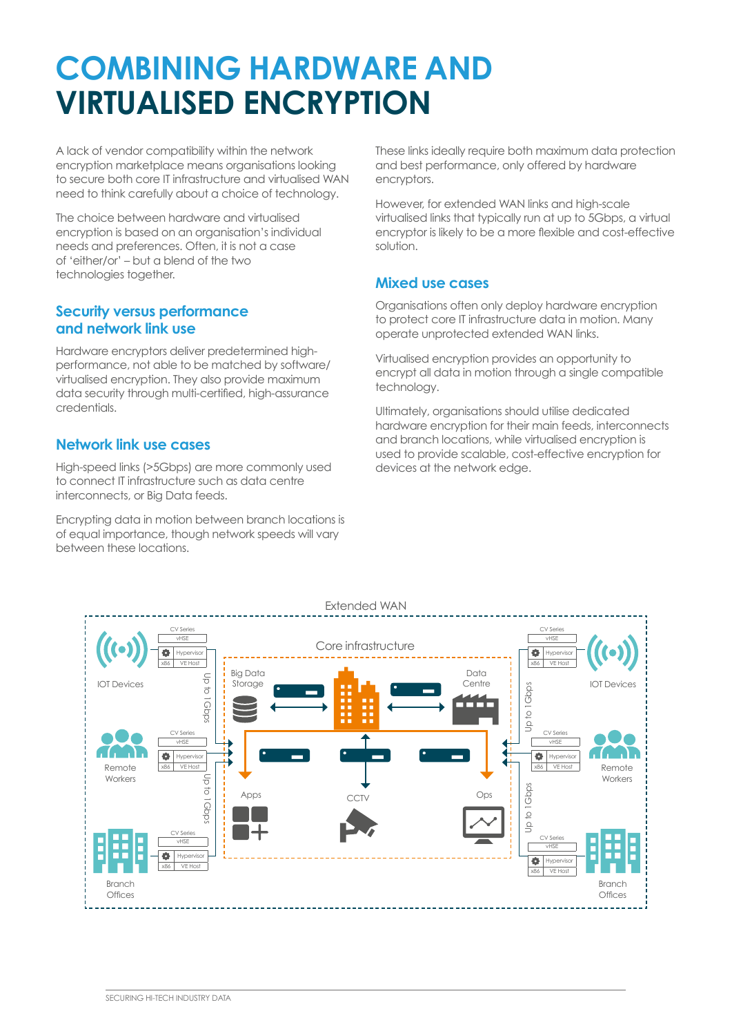# COMBINING HARDWARE AND VIRTUALISED ENCRYPTION

A lack of vendor compatibility within the network encryption marketplace means organisations looking to secure both core IT infrastructure and virtualised WAN need to think carefully about a choice of technology.

The choice between hardware and virtualised encryption is based on an organisation's individual needs and preferences. Often, it is not a case of 'either/or' – but a blend of the two technologies together.

## Security versus performance and network link use

Hardware encryptors deliver predetermined high-performance, not able to be matched by software/virtualised encryption. They also provide maximum data security through multi-certified, high-assurance credentials.

## Network link use cases

High-speed links (>5Gbps) are more commonly used to connect IT infrastructure such as data centre interconnects, or Big Data feeds.

Encrypting data in motion between branch locations is of equal importance, though network speeds will vary between these locations.

These links ideally require both maximum data protection and best performance, only offered by hardware encryptors.

However, for extended WAN links and high-scale virtualised links that typically run at up to 5Gbps, a virtual encryptor is likely to be a more flexible and cost-effective solution.

## Mixed use cases

Organisations often only deploy hardware encryption to protect core IT infrastructure data in motion. Many operate unprotected extended WAN links.

Virtualised encryption provides an opportunity to encrypt all data in motion through a single compatible technology.

Ultimately, organisations should utilise dedicated hardware encryption for their main feeds, interconnects and branch locations, while virtualised encryption is used to provide scalable, cost-effective encryption for devices at the network edge.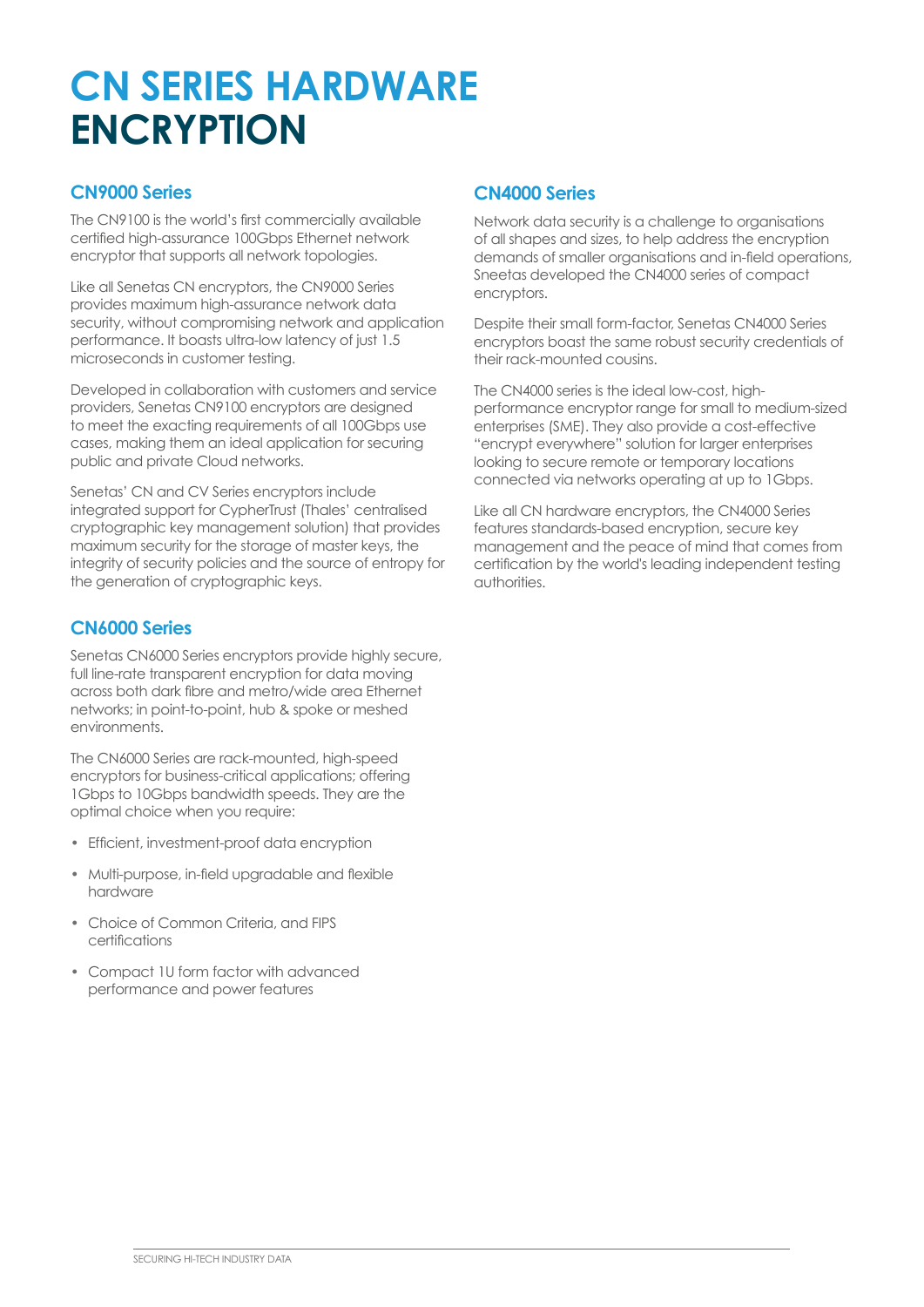# CN SERIES HARDWARE ENCRYPTION

## CN9000 Series

The CN9100 is the world's first commercially available certified high-assurance 100Gbps Ethernet network encryptor that supports all network topologies.

Like all Senetas CN encryptors, the CN9000 Series provides maximum high-assurance network data security, without compromising network and application performance. It boasts ultra-low latency of just 1.5 microseconds in customer testing.

Developed in collaboration with customers and service providers, Senetas CN9100 encryptors are designed to meet the exacting requirements of all 100Gbps use cases, making them an ideal application for securing public and private Cloud networks.

Senetas' CN and CV Series encryptors include integrated support for CypherTrust (Thales' centralised cryptographic key management solution) that provides maximum security for the storage of master keys, the integrity of security policies and the source of entropy for the generation of cryptographic keys.

## CN6000 Series

Senetas CN6000 Series encryptors provide highly secure, full line-rate transparent encryption for data moving across both dark fibre and metro/wide area Ethernet networks; in point-to-point, hub & spoke or meshed environments.

The CN6000 Series are rack-mounted, high-speed encryptors for business-critical applications; offering 1Gbps to 10Gbps bandwidth speeds. They are the optimal choice when you require:

- Efficient, investment-proof data encryption
- Multi-purpose, in-field upgradable and flexible hardware
- Choice of Common Criteria, and FIPS certifications
- Compact 1U form factor with advanced performance and power features

## CN4000 Series

Network data security is a challenge to organisations of all shapes and sizes, to help address the encryption demands of smaller organisations and in-field operations, Sneetas developed the CN4000 series of compact encryptors.

Despite their small form-factor, Senetas CN4000 Series encryptors boast the same robust security credentials of their rack-mounted cousins.

The CN4000 series is the ideal low-cost, high-performance encryptor range for small to medium-sized enterprises (SME). They also provide a cost-effective "encrypt everywhere" solution for larger enterprises looking to secure remote or temporary locations connected via networks operating at up to 1Gbps.

Like all CN hardware encryptors, the CN4000 Series features standards-based encryption, secure key management and the peace of mind that comes from certification by the world's leading independent testing authorities.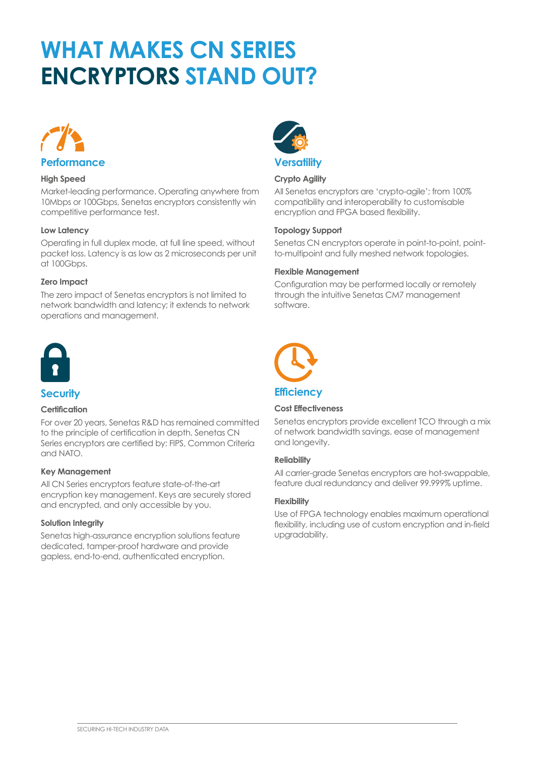# WHAT MAKES CN SERIES ENCRYPTORS STAND OUT?

## Performance

### High Speed

Market-leading performance. Operating anywhere from 10Mbps or 100Gbps, Senetas encryptors consistently win competitive performance test.

### Low Latency

Operating in full duplex mode, at full line speed, without packet loss. Latency is as low as 2 microseconds per unit at 100Gbps.

### Zero Impact

The zero impact of Senetas encryptors is not limited to network bandwidth and latency; it extends to network operations and management.

## Versatility

### Crypto Agility

All Senetas encryptors are 'crypto-agile'; from 100% compatibility and interoperability to customisable encryption and FPGA based flexibility.

### Topology Support

Senetas CN encryptors operate in point-to-point, point-to-multipoint and fully meshed network topologies.

### Flexible Management

Configuration may be performed locally or remotely through the intuitive Senetas CM7 management software.

## Security

### Certification

For over 20 years, Senetas R&D has remained committed to the principle of certification in depth. Senetas CN Series encryptors are certified by: FIPS, Common Criteria and NATO.

### Key Management

All CN Series encryptors feature state-of-the-art encryption key management. Keys are securely stored and encrypted, and only accessible by you.

### Solution Integrity

Senetas high-assurance encryption solutions feature dedicated, tamper-proof hardware and provide gapless, end-to-end, authenticated encryption.

## Efficiency

### Cost Effectiveness

Senetas encryptors provide excellent TCO through a mix of network bandwidth savings, ease of management and longevity.

### Reliability

All carrier-grade Senetas encryptors are hot-swappable, feature dual redundancy and deliver 99.999% uptime.

### Flexibility

Use of FPGA technology enables maximum operational flexibility, including use of custom encryption and in-field upgradability.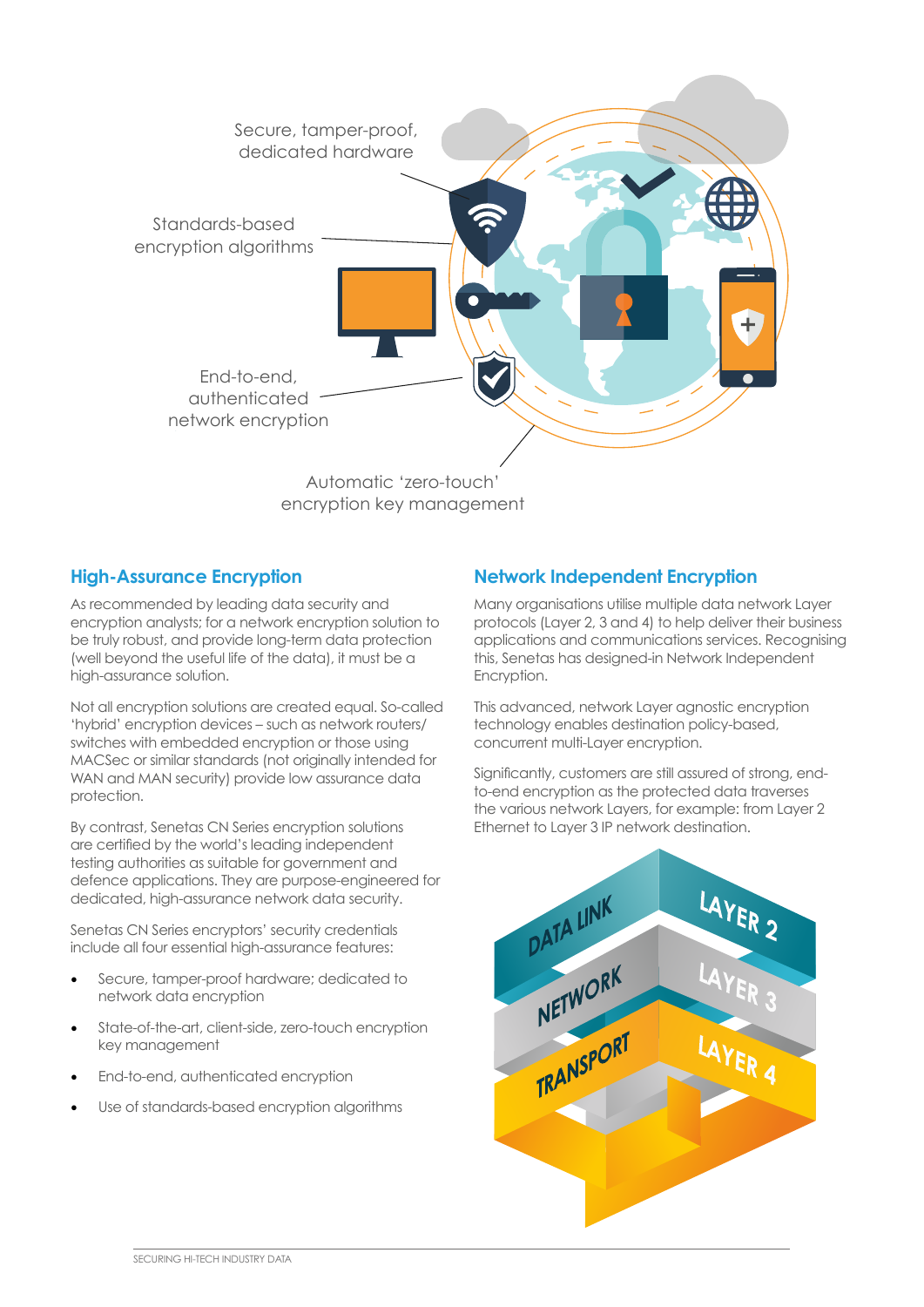Secure, tamper-proof, dedicated hardware

Standards-based encryption algorithms

End-to-end, authenticated network encryption

Automatic 'zero-touch' encryption key management

## High-Assurance Encryption

As recommended by leading data security and encryption analysts; for a network encryption solution to be truly robust, and provide long-term data protection (well beyond the useful life of the data), it must be a high-assurance solution.

Not all encryption solutions are created equal. So-called 'hybrid' encryption devices – such as network routers/ switches with embedded encryption or those using MACSec or similar standards (not originally intended for WAN and MAN security) provide low assurance data protection.

By contrast, Senetas CN Series encryption solutions are certified by the world's leading independent testing authorities as suitable for government and defence applications. They are purpose-engineered for dedicated, high-assurance network data security.

Senetas CN Series encryptors' security credentials include all four essential high-assurance features:

- Secure, tamper-proof hardware; dedicated to network data encryption
- State-of-the-art, client-side, zero-touch encryption key management
- End-to-end, authenticated encryption
- Use of standards-based encryption algorithms

## Network Independent Encryption

Many organisations utilise multiple data network Layer protocols (Layer 2, 3 and 4) to help deliver their business applications and communications services. Recognising this, Senetas has designed-in Network Independent Encryption.

This advanced, network Layer agnostic encryption technology enables destination policy-based, concurrent multi-Layer encryption.

Significantly, customers are still assured of strong, end-to-end encryption as the protected data traverses the various network Layers, for example: from Layer 2 Ethernet to Layer 3 IP network destination.

DATA LINK — LAYER 2

NETWORK — LAYER 3

TRANSPORT — LAYER 4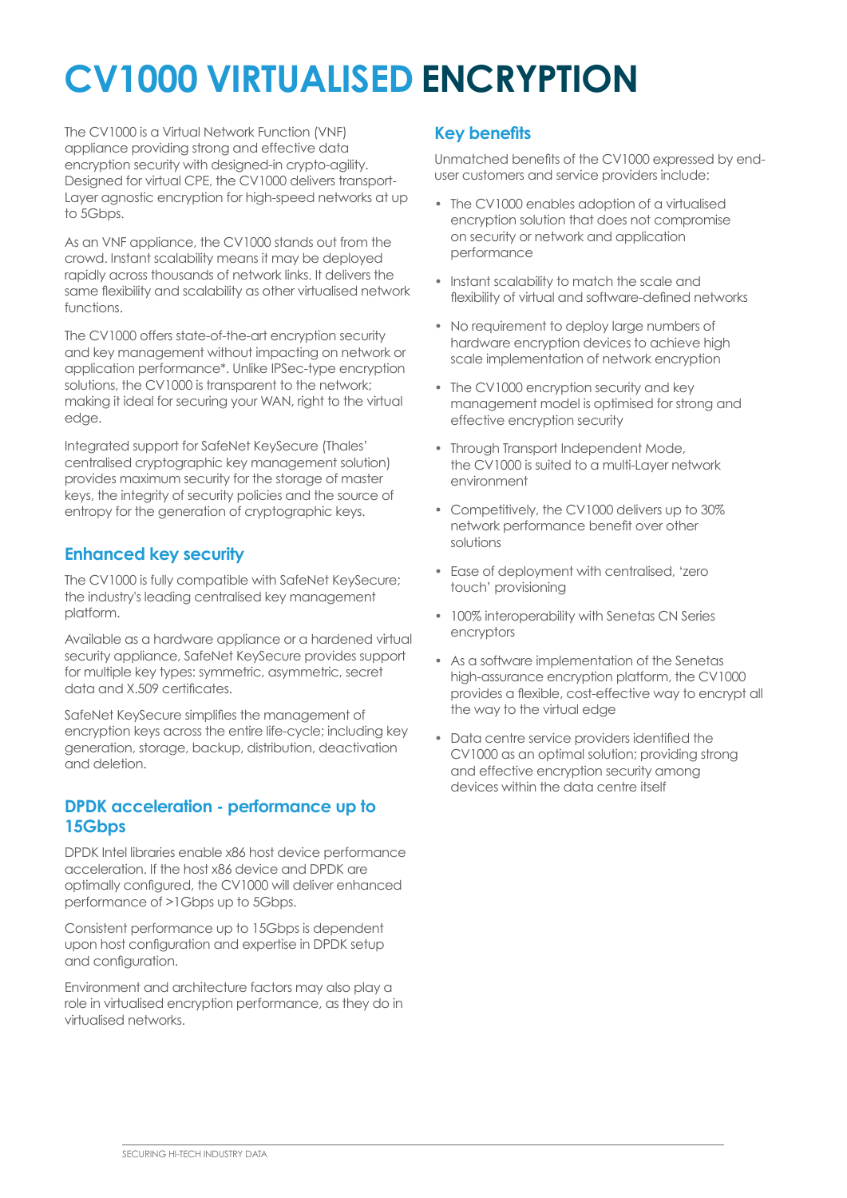# CV1000 VIRTUALISED ENCRYPTION

The CV1000 is a Virtual Network Function (VNF) appliance providing strong and effective data encryption security with designed-in crypto-agility. Designed for virtual CPE, the CV1000 delivers transport-Layer agnostic encryption for high-speed networks at up to 5Gbps.

As an VNF appliance, the CV1000 stands out from the crowd. Instant scalability means it may be deployed rapidly across thousands of network links. It delivers the same flexibility and scalability as other virtualised network functions.

The CV1000 offers state-of-the-art encryption security and key management without impacting on network or application performance*. Unlike IPSec-type encryption solutions, the CV1000 is transparent to the network; making it ideal for securing your WAN, right to the virtual edge.

Integrated support for SafeNet KeySecure (Thales' centralised cryptographic key management solution) provides maximum security for the storage of master keys, the integrity of security policies and the source of entropy for the generation of cryptographic keys.

## Enhanced key security

The CV1000 is fully compatible with SafeNet KeySecure; the industry's leading centralised key management platform.

Available as a hardware appliance or a hardened virtual security appliance, SafeNet KeySecure provides support for multiple key types: symmetric, asymmetric, secret data and X.509 certificates.

SafeNet KeySecure simplifies the management of encryption keys across the entire life-cycle; including key generation, storage, backup, distribution, deactivation and deletion.

## DPDK acceleration - performance up to 15Gbps

DPDK Intel libraries enable x86 host device performance acceleration. If the host x86 device and DPDK are optimally configured, the CV1000 will deliver enhanced performance of >1Gbps up to 5Gbps.

Consistent performance up to 15Gbps is dependent upon host configuration and expertise in DPDK setup and configuration.

Environment and architecture factors may also play a role in virtualised encryption performance, as they do in virtualised networks.

## Key benefits

Unmatched benefits of the CV1000 expressed by end-user customers and service providers include:

- The CV1000 enables adoption of a virtualised encryption solution that does not compromise on security or network and application performance
- Instant scalability to match the scale and flexibility of virtual and software-defined networks
- No requirement to deploy large numbers of hardware encryption devices to achieve high scale implementation of network encryption
- The CV1000 encryption security and key management model is optimised for strong and effective encryption security
- Through Transport Independent Mode, the CV1000 is suited to a multi-Layer network environment
- Competitively, the CV1000 delivers up to 30% network performance benefit over other solutions
- Ease of deployment with centralised, 'zero touch' provisioning
- 100% interoperability with Senetas CN Series encryptors
- As a software implementation of the Senetas high-assurance encryption platform, the CV1000 provides a flexible, cost-effective way to encrypt all the way to the virtual edge
- Data centre service providers identified the CV1000 as an optimal solution; providing strong and effective encryption security among devices within the data centre itself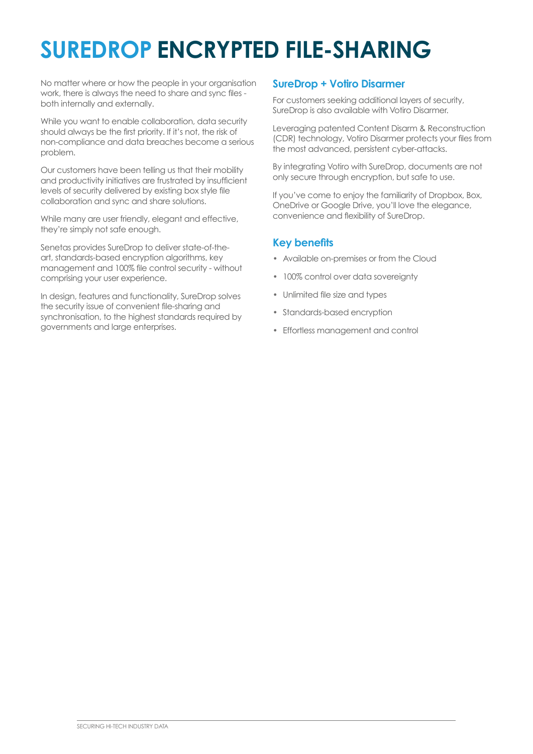# SUREDROP ENCRYPTED FILE-SHARING

No matter where or how the people in your organisation work, there is always the need to share and sync files - both internally and externally.

While you want to enable collaboration, data security should always be the first priority. If it's not, the risk of non-compliance and data breaches become a serious problem.

Our customers have been telling us that their mobility and productivity initiatives are frustrated by insufficient levels of security delivered by existing box style file collaboration and sync and share solutions.

While many are user friendly, elegant and effective, they're simply not safe enough.

Senetas provides SureDrop to deliver state-of-the-art, standards-based encryption algorithms, key management and 100% file control security - without comprising your user experience.

In design, features and functionality, SureDrop solves the security issue of convenient file-sharing and synchronisation, to the highest standards required by governments and large enterprises.

## SureDrop + Votiro Disarmer

For customers seeking additional layers of security, SureDrop is also available with Votiro Disarmer.

Leveraging patented Content Disarm & Reconstruction (CDR) technology, Votiro Disarmer protects your files from the most advanced, persistent cyber-attacks.

By integrating Votiro with SureDrop, documents are not only secure through encryption, but safe to use.

If you've come to enjoy the familiarity of Dropbox, Box, OneDrive or Google Drive, you'll love the elegance, convenience and flexibility of SureDrop.

## Key benefits

- Available on-premises or from the Cloud
- 100% control over data sovereignty
- Unlimited file size and types
- Standards-based encryption
- Effortless management and control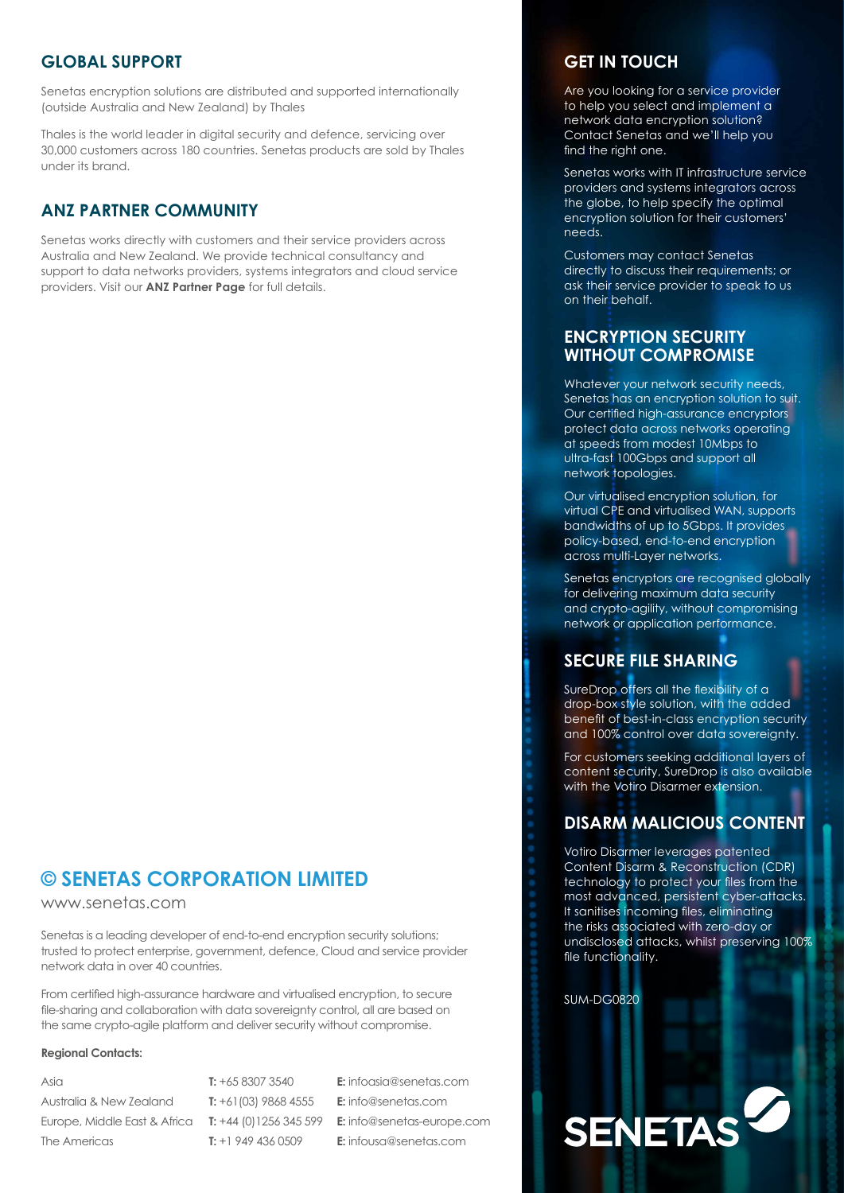## GLOBAL SUPPORT

Senetas encryption solutions are distributed and supported internationally (outside Australia and New Zealand) by Thales

Thales is the world leader in digital security and defence, servicing over 30,000 customers across 180 countries. Senetas products are sold by Thales under its brand.

## ANZ PARTNER COMMUNITY

Senetas works directly with customers and their service providers across Australia and New Zealand. We provide technical consultancy and support to data networks providers, systems integrators and cloud service providers. Visit our **ANZ Partner Page** for full details.

# © SENETAS CORPORATION LIMITED

www.senetas.com

Senetas is a leading developer of end-to-end encryption security solutions; trusted to protect enterprise, government, defence, Cloud and service provider network data in over 40 countries.

From certified high-assurance hardware and virtualised encryption, to secure file-sharing and collaboration with data sovereignty control, all are based on the same crypto-agile platform and deliver security without compromise.

**Regional Contacts:**

| | | |
|---|---|---|
| Asia | **T:** +65 8307 3540 | **E:** infoasia@senetas.com |
| Australia & New Zealand | **T:** +61(03) 9868 4555 | **E:** info@senetas.com |
| Europe, Middle East & Africa | **T:** +44 (0)1256 345 599 | **E:** info@senetas-europe.com |
| The Americas | **T:** +1 949 436 0509 | **E:** infousa@senetas.com |

## GET IN TOUCH

Are you looking for a service provider to help you select and implement a network data encryption solution? Contact Senetas and we'll help you find the right one.

Senetas works with IT infrastructure service providers and systems integrators across the globe, to help specify the optimal encryption solution for their customers' needs.

Customers may contact Senetas directly to discuss their requirements; or ask their service provider to speak to us on their behalf.

## ENCRYPTION SECURITY WITHOUT COMPROMISE

Whatever your network security needs, Senetas has an encryption solution to suit. Our certified high-assurance encryptors protect data across networks operating at speeds from modest 10Mbps to ultra-fast 100Gbps and support all network topologies.

Our virtualised encryption solution, for virtual CPE and virtualised WAN, supports bandwidths of up to 5Gbps. It provides policy-based, end-to-end encryption across multi-Layer networks.

Senetas encryptors are recognised globally for delivering maximum data security and crypto-agility, without compromising network or application performance.

## SECURE FILE SHARING

SureDrop offers all the flexibility of a drop-box style solution, with the added benefit of best-in-class encryption security and 100% control over data sovereignty.

For customers seeking additional layers of content security, SureDrop is also available with the Votiro Disarmer extension.

## DISARM MALICIOUS CONTENT

Votiro Disarmer leverages patented Content Disarm & Reconstruction (CDR) technology to protect your files from the most advanced, persistent cyber-attacks. It sanitises incoming files, eliminating the risks associated with zero-day or undisclosed attacks, whilst preserving 100% file functionality.

SUM-DG0820

SENETAS